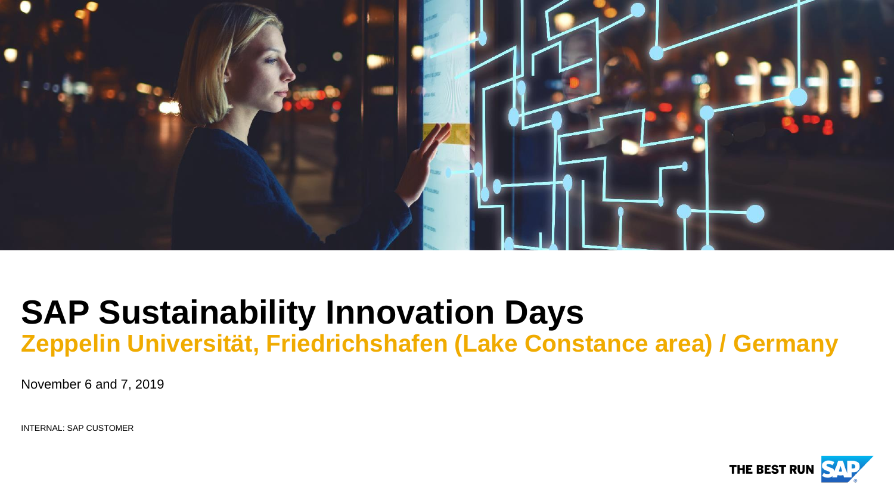# SAP Sustainability Innovation Days

## Zeppelin Universität, Friedrichshafen (Lake Constance area) / Germany

November 6 and 7, 2019

INTERNAL: SAP CUSTOMER

THE BEST RUN SAP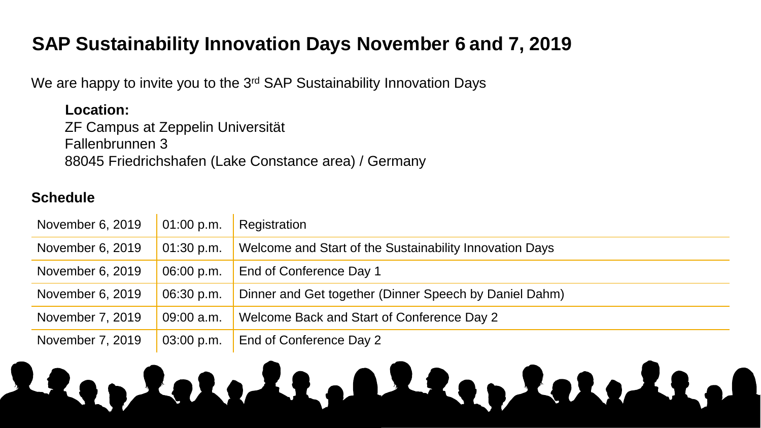# SAP Sustainability Innovation Days November 6 and 7, 2019

We are happy to invite you to the 3rd SAP Sustainability Innovation Days

**Location:**
ZF Campus at Zeppelin Universität
Fallenbrunnen 3
88045 Friedrichshafen (Lake Constance area) / Germany

## Schedule

| | | |
|---|---|---|
| November 6, 2019 | 01:00 p.m. | Registration |
| November 6, 2019 | 01:30 p.m. | Welcome and Start of the Sustainability Innovation Days |
| November 6, 2019 | 06:00 p.m. | End of Conference Day 1 |
| November 6, 2019 | 06:30 p.m. | Dinner and Get together (Dinner Speech by Daniel Dahm) |
| November 7, 2019 | 09:00 a.m. | Welcome Back and Start of Conference Day 2 |
| November 7, 2019 | 03:00 p.m. | End of Conference Day 2 |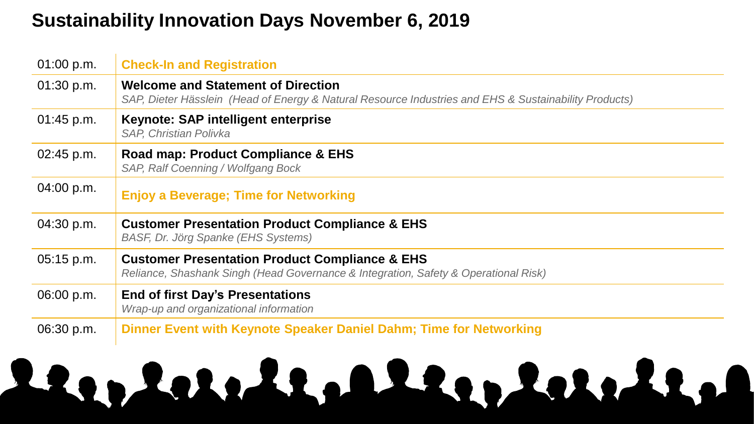# Sustainability Innovation Days November 6, 2019

| Time | Session |
| --- | --- |
| 01:00 p.m. | **Check-In and Registration** |
| 01:30 p.m. | **Welcome and Statement of Direction**<br>*SAP, Dieter Hässlein (Head of Energy & Natural Resource Industries and EHS & Sustainability Products)* |
| 01:45 p.m. | **Keynote: SAP intelligent enterprise**<br>*SAP, Christian Polivka* |
| 02:45 p.m. | **Road map: Product Compliance & EHS**<br>*SAP, Ralf Coenning / Wolfgang Bock* |
| 04:00 p.m. | **Enjoy a Beverage; Time for Networking** |
| 04:30 p.m. | **Customer Presentation Product Compliance & EHS**<br>*BASF, Dr. Jörg Spanke (EHS Systems)* |
| 05:15 p.m. | **Customer Presentation Product Compliance & EHS**<br>*Reliance, Shashank Singh (Head Governance & Integration, Safety & Operational Risk)* |
| 06:00 p.m. | **End of first Day's Presentations**<br>*Wrap-up and organizational information* |
| 06:30 p.m. | **Dinner Event with Keynote Speaker Daniel Dahm; Time for Networking** |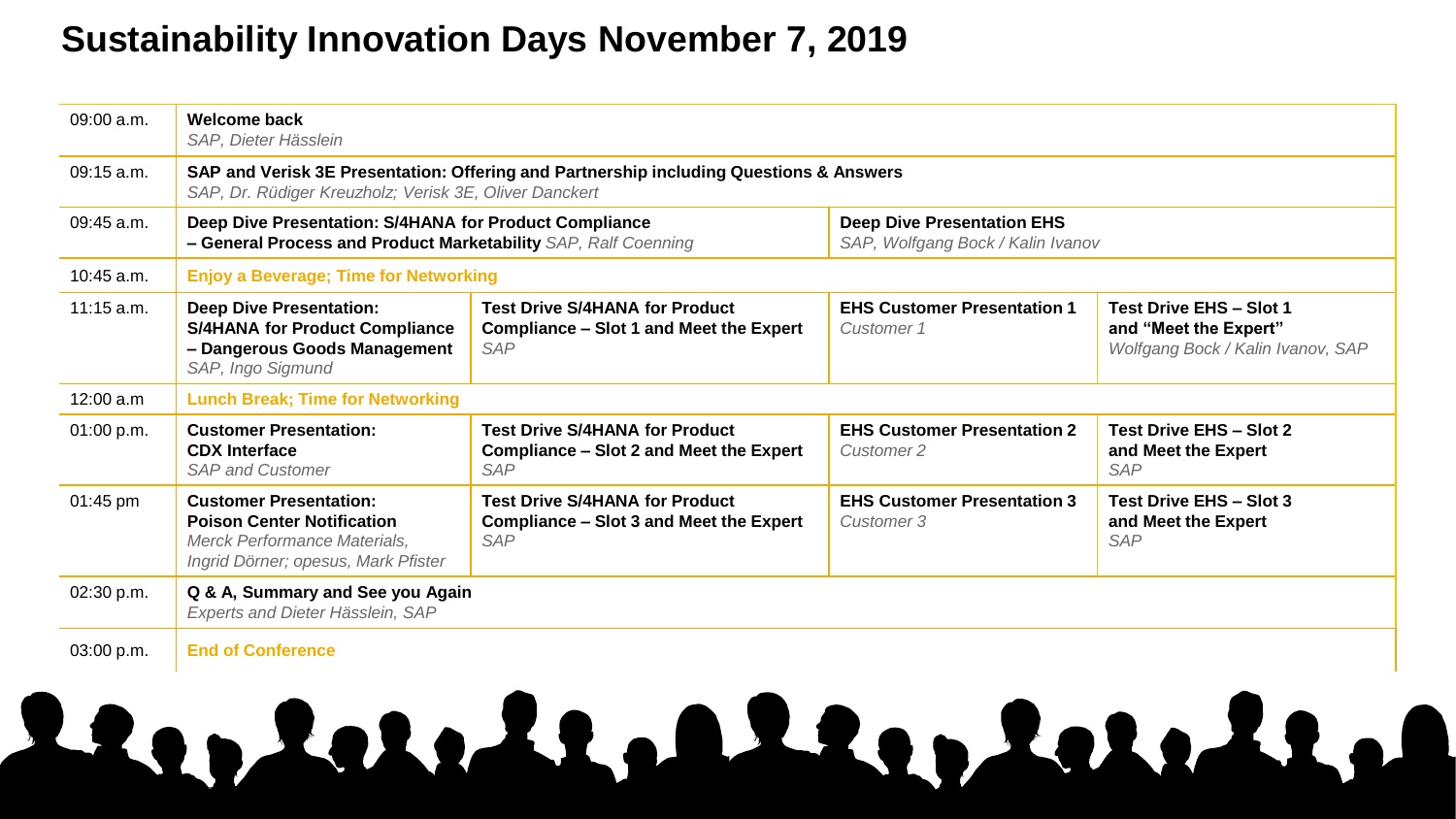# Sustainability Innovation Days November 7, 2019

| | | | | |
|---|---|---|---|---|
| 09:00 a.m. | **Welcome back** *SAP, Dieter Hässlein* | | | |
| 09:15 a.m. | **SAP and Verisk 3E Presentation: Offering and Partnership including Questions & Answers** *SAP, Dr. Rüdiger Kreuzholz; Verisk 3E, Oliver Danckert* | | | |
| 09:45 a.m. | **Deep Dive Presentation: S/4HANA for Product Compliance – General Process and Product Marketability** *SAP, Ralf Coenning* | | **Deep Dive Presentation EHS** *SAP, Wolfgang Bock / Kalin Ivanov* | |
| 10:45 a.m. | **Enjoy a Beverage; Time for Networking** | | | |
| 11:15 a.m. | **Deep Dive Presentation: S/4HANA for Product Compliance – Dangerous Goods Management** *SAP, Ingo Sigmund* | **Test Drive S/4HANA for Product Compliance – Slot 1 and Meet the Expert** *SAP* | **EHS Customer Presentation 1** *Customer 1* | **Test Drive EHS – Slot 1 and "Meet the Expert"** *Wolfgang Bock / Kalin Ivanov, SAP* |
| 12:00 a.m | **Lunch Break; Time for Networking** | | | |
| 01:00 p.m. | **Customer Presentation: CDX Interface** *SAP and Customer* | **Test Drive S/4HANA for Product Compliance – Slot 2 and Meet the Expert** *SAP* | **EHS Customer Presentation 2** *Customer 2* | **Test Drive EHS – Slot 2 and Meet the Expert** *SAP* |
| 01:45 pm | **Customer Presentation: Poison Center Notification** *Merck Performance Materials, Ingrid Dörner; opesus, Mark Pfister* | **Test Drive S/4HANA for Product Compliance – Slot 3 and Meet the Expert** *SAP* | **EHS Customer Presentation 3** *Customer 3* | **Test Drive EHS – Slot 3 and Meet the Expert** *SAP* |
| 02:30 p.m. | **Q & A, Summary and See you Again** *Experts and Dieter Hässlein, SAP* | | | |
| 03:00 p.m. | **End of Conference** | | | |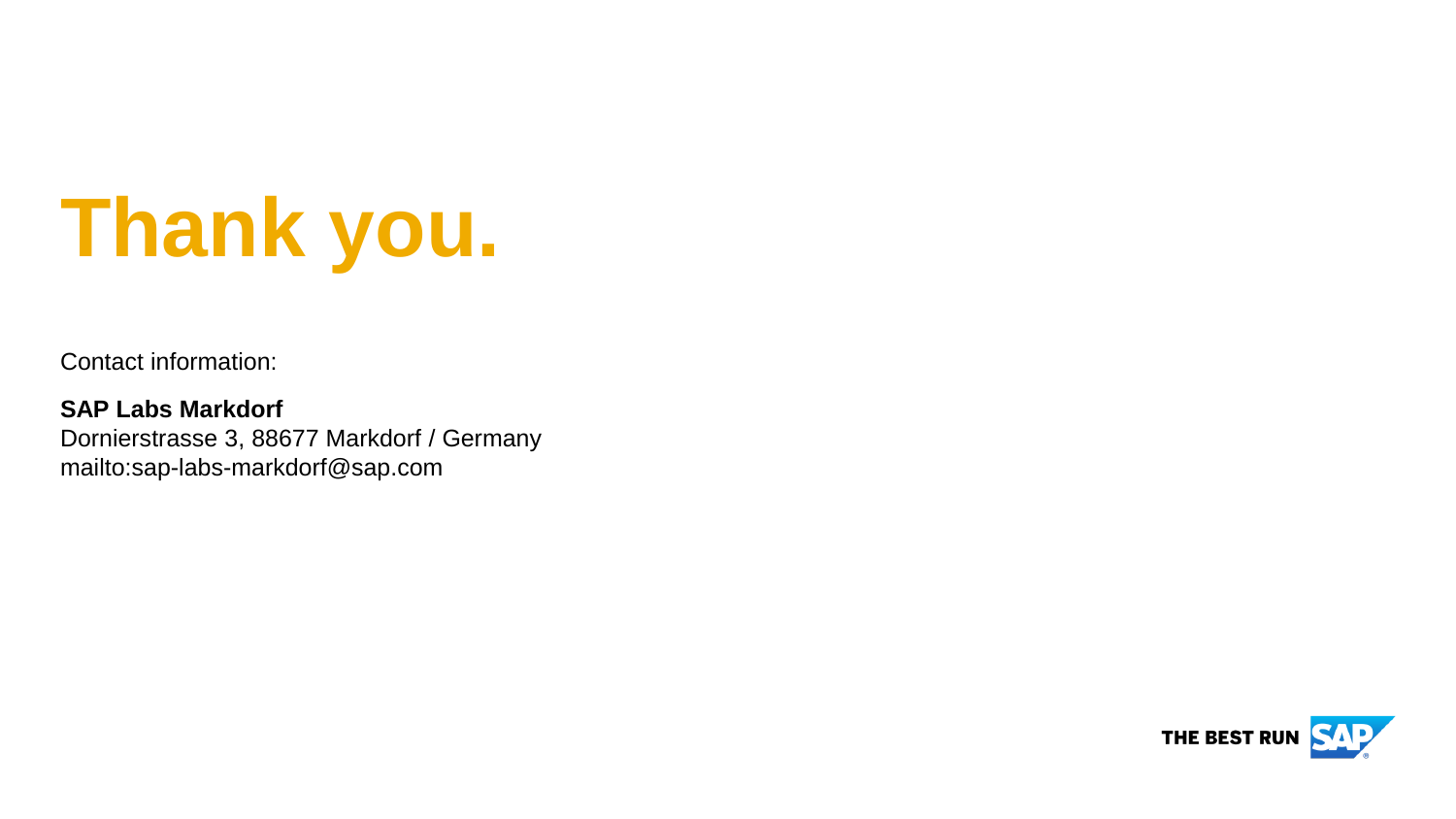# Thank you.

Contact information:

**SAP Labs Markdorf**
Dornierstrasse 3, 88677 Markdorf / Germany
mailto:sap-labs-markdorf@sap.com

THE BEST RUN SAP